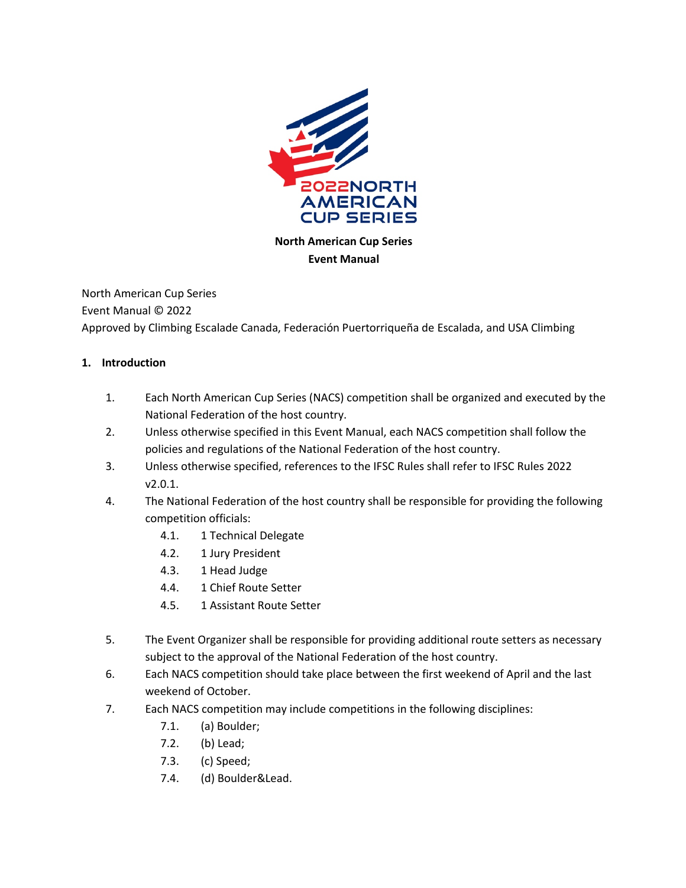2022 NORTH AMERICAN CUP SERIES

**North American Cup Series**
**Event Manual**

North American Cup Series
Event Manual © 2022
Approved by Climbing Escalade Canada, Federación Puertorriqueña de Escalada, and USA Climbing

## 1. Introduction

1. Each North American Cup Series (NACS) competition shall be organized and executed by the National Federation of the host country.
2. Unless otherwise specified in this Event Manual, each NACS competition shall follow the policies and regulations of the National Federation of the host country.
3. Unless otherwise specified, references to the IFSC Rules shall refer to IFSC Rules 2022 v2.0.1.
4. The National Federation of the host country shall be responsible for providing the following competition officials:
   - 4.1. 1 Technical Delegate
   - 4.2. 1 Jury President
   - 4.3. 1 Head Judge
   - 4.4. 1 Chief Route Setter
   - 4.5. 1 Assistant Route Setter
5. The Event Organizer shall be responsible for providing additional route setters as necessary subject to the approval of the National Federation of the host country.
6. Each NACS competition should take place between the first weekend of April and the last weekend of October.
7. Each NACS competition may include competitions in the following disciplines:
   - 7.1. (a) Boulder;
   - 7.2. (b) Lead;
   - 7.3. (c) Speed;
   - 7.4. (d) Boulder&Lead.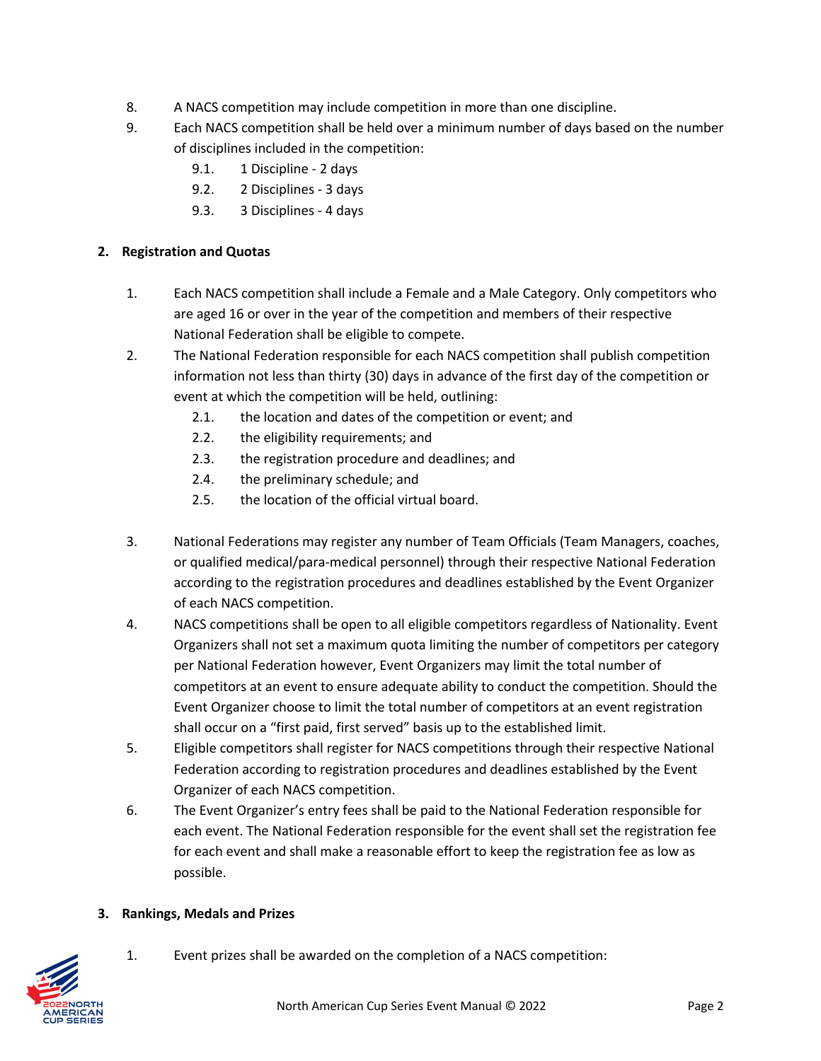8. A NACS competition may include competition in more than one discipline.
9. Each NACS competition shall be held over a minimum number of days based on the number of disciplines included in the competition:
    - 9.1. 1 Discipline - 2 days
    - 9.2. 2 Disciplines - 3 days
    - 9.3. 3 Disciplines - 4 days

## 2. Registration and Quotas

1. Each NACS competition shall include a Female and a Male Category. Only competitors who are aged 16 or over in the year of the competition and members of their respective National Federation shall be eligible to compete.
2. The National Federation responsible for each NACS competition shall publish competition information not less than thirty (30) days in advance of the first day of the competition or event at which the competition will be held, outlining:
    - 2.1. the location and dates of the competition or event; and
    - 2.2. the eligibility requirements; and
    - 2.3. the registration procedure and deadlines; and
    - 2.4. the preliminary schedule; and
    - 2.5. the location of the official virtual board.
3. National Federations may register any number of Team Officials (Team Managers, coaches, or qualified medical/para-medical personnel) through their respective National Federation according to the registration procedures and deadlines established by the Event Organizer of each NACS competition.
4. NACS competitions shall be open to all eligible competitors regardless of Nationality. Event Organizers shall not set a maximum quota limiting the number of competitors per category per National Federation however, Event Organizers may limit the total number of competitors at an event to ensure adequate ability to conduct the competition. Should the Event Organizer choose to limit the total number of competitors at an event registration shall occur on a "first paid, first served" basis up to the established limit.
5. Eligible competitors shall register for NACS competitions through their respective National Federation according to registration procedures and deadlines established by the Event Organizer of each NACS competition.
6. The Event Organizer's entry fees shall be paid to the National Federation responsible for each event. The National Federation responsible for the event shall set the registration fee for each event and shall make a reasonable effort to keep the registration fee as low as possible.

## 3. Rankings, Medals and Prizes

1. Event prizes shall be awarded on the completion of a NACS competition: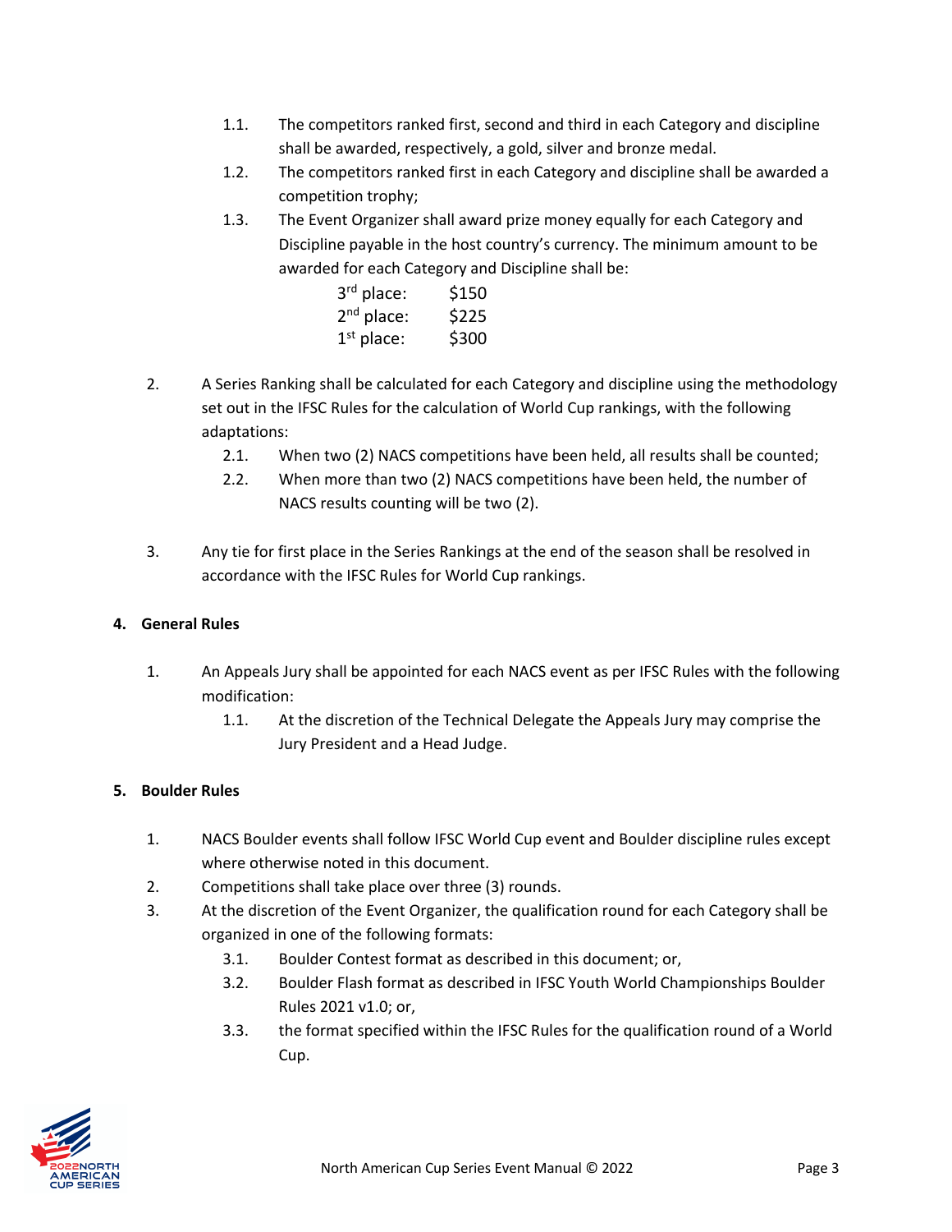1.1. The competitors ranked first, second and third in each Category and discipline shall be awarded, respectively, a gold, silver and bronze medal.

1.2. The competitors ranked first in each Category and discipline shall be awarded a competition trophy;

1.3. The Event Organizer shall award prize money equally for each Category and Discipline payable in the host country's currency. The minimum amount to be awarded for each Category and Discipline shall be:

| | |
|---|---|
| 3rd place: | $150 |
| 2nd place: | $225 |
| 1st place: | $300 |

2. A Series Ranking shall be calculated for each Category and discipline using the methodology set out in the IFSC Rules for the calculation of World Cup rankings, with the following adaptations:

   2.1. When two (2) NACS competitions have been held, all results shall be counted;

   2.2. When more than two (2) NACS competitions have been held, the number of NACS results counting will be two (2).

3. Any tie for first place in the Series Rankings at the end of the season shall be resolved in accordance with the IFSC Rules for World Cup rankings.

## 4. General Rules

1. An Appeals Jury shall be appointed for each NACS event as per IFSC Rules with the following modification:

   1.1. At the discretion of the Technical Delegate the Appeals Jury may comprise the Jury President and a Head Judge.

## 5. Boulder Rules

1. NACS Boulder events shall follow IFSC World Cup event and Boulder discipline rules except where otherwise noted in this document.

2. Competitions shall take place over three (3) rounds.

3. At the discretion of the Event Organizer, the qualification round for each Category shall be organized in one of the following formats:

   3.1. Boulder Contest format as described in this document; or,

   3.2. Boulder Flash format as described in IFSC Youth World Championships Boulder Rules 2021 v1.0; or,

   3.3. the format specified within the IFSC Rules for the qualification round of a World Cup.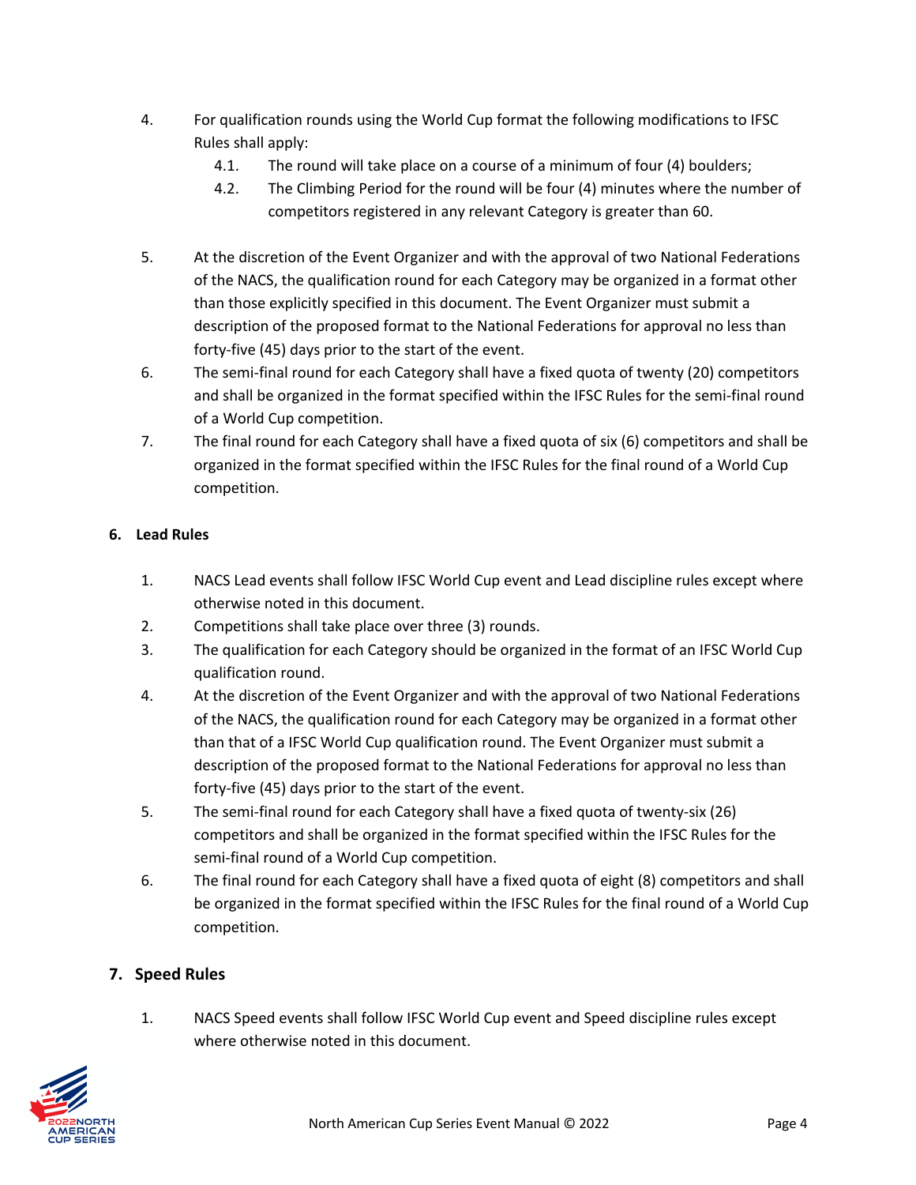4. For qualification rounds using the World Cup format the following modifications to IFSC Rules shall apply:
    4.1. The round will take place on a course of a minimum of four (4) boulders;
    4.2. The Climbing Period for the round will be four (4) minutes where the number of competitors registered in any relevant Category is greater than 60.

5. At the discretion of the Event Organizer and with the approval of two National Federations of the NACS, the qualification round for each Category may be organized in a format other than those explicitly specified in this document. The Event Organizer must submit a description of the proposed format to the National Federations for approval no less than forty-five (45) days prior to the start of the event.
6. The semi-final round for each Category shall have a fixed quota of twenty (20) competitors and shall be organized in the format specified within the IFSC Rules for the semi-final round of a World Cup competition.
7. The final round for each Category shall have a fixed quota of six (6) competitors and shall be organized in the format specified within the IFSC Rules for the final round of a World Cup competition.

## 6. Lead Rules

1. NACS Lead events shall follow IFSC World Cup event and Lead discipline rules except where otherwise noted in this document.
2. Competitions shall take place over three (3) rounds.
3. The qualification for each Category should be organized in the format of an IFSC World Cup qualification round.
4. At the discretion of the Event Organizer and with the approval of two National Federations of the NACS, the qualification round for each Category may be organized in a format other than that of a IFSC World Cup qualification round. The Event Organizer must submit a description of the proposed format to the National Federations for approval no less than forty-five (45) days prior to the start of the event.
5. The semi-final round for each Category shall have a fixed quota of twenty-six (26) competitors and shall be organized in the format specified within the IFSC Rules for the semi-final round of a World Cup competition.
6. The final round for each Category shall have a fixed quota of eight (8) competitors and shall be organized in the format specified within the IFSC Rules for the final round of a World Cup competition.

## 7. Speed Rules

1. NACS Speed events shall follow IFSC World Cup event and Speed discipline rules except where otherwise noted in this document.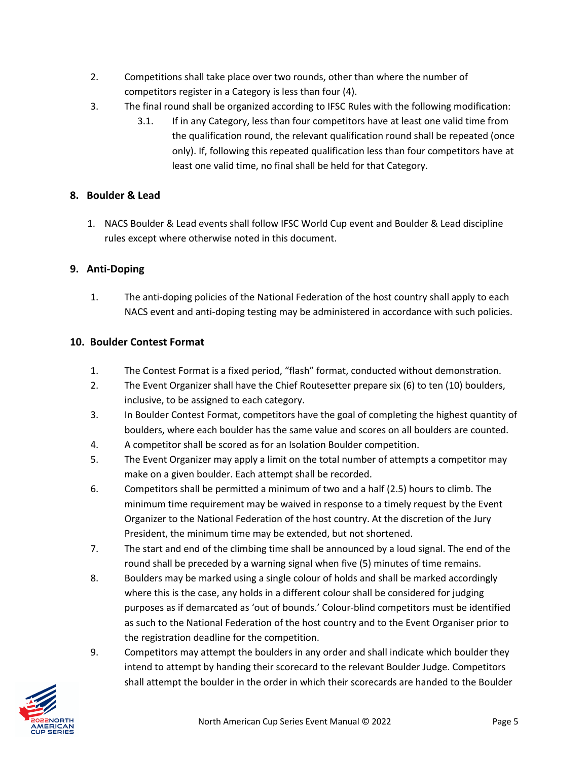2. Competitions shall take place over two rounds, other than where the number of competitors register in a Category is less than four (4).
3. The final round shall be organized according to IFSC Rules with the following modification:
    3.1. If in any Category, less than four competitors have at least one valid time from the qualification round, the relevant qualification round shall be repeated (once only). If, following this repeated qualification less than four competitors have at least one valid time, no final shall be held for that Category.

## 8. Boulder & Lead

1. NACS Boulder & Lead events shall follow IFSC World Cup event and Boulder & Lead discipline rules except where otherwise noted in this document.

## 9. Anti-Doping

1. The anti-doping policies of the National Federation of the host country shall apply to each NACS event and anti-doping testing may be administered in accordance with such policies.

## 10. Boulder Contest Format

1. The Contest Format is a fixed period, “flash” format, conducted without demonstration.
2. The Event Organizer shall have the Chief Routesetter prepare six (6) to ten (10) boulders, inclusive, to be assigned to each category.
3. In Boulder Contest Format, competitors have the goal of completing the highest quantity of boulders, where each boulder has the same value and scores on all boulders are counted.
4. A competitor shall be scored as for an Isolation Boulder competition.
5. The Event Organizer may apply a limit on the total number of attempts a competitor may make on a given boulder. Each attempt shall be recorded.
6. Competitors shall be permitted a minimum of two and a half (2.5) hours to climb. The minimum time requirement may be waived in response to a timely request by the Event Organizer to the National Federation of the host country. At the discretion of the Jury President, the minimum time may be extended, but not shortened.
7. The start and end of the climbing time shall be announced by a loud signal. The end of the round shall be preceded by a warning signal when five (5) minutes of time remains.
8. Boulders may be marked using a single colour of holds and shall be marked accordingly where this is the case, any holds in a different colour shall be considered for judging purposes as if demarcated as ‘out of bounds.’ Colour-blind competitors must be identified as such to the National Federation of the host country and to the Event Organiser prior to the registration deadline for the competition.
9. Competitors may attempt the boulders in any order and shall indicate which boulder they intend to attempt by handing their scorecard to the relevant Boulder Judge. Competitors shall attempt the boulder in the order in which their scorecards are handed to the Boulder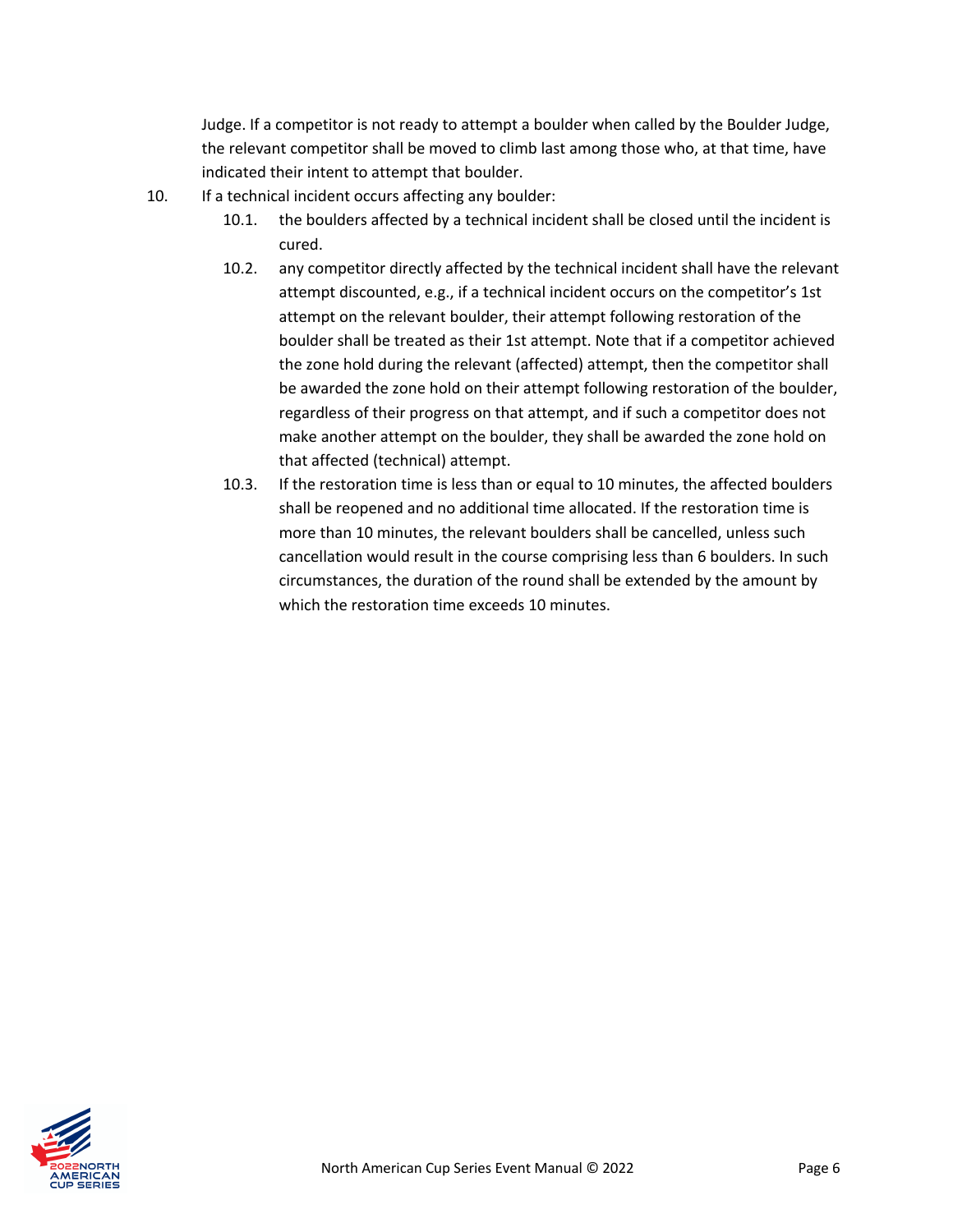Judge. If a competitor is not ready to attempt a boulder when called by the Boulder Judge, the relevant competitor shall be moved to climb last among those who, at that time, have indicated their intent to attempt that boulder.

10. If a technical incident occurs affecting any boulder:
    - 10.1. the boulders affected by a technical incident shall be closed until the incident is cured.
    - 10.2. any competitor directly affected by the technical incident shall have the relevant attempt discounted, e.g., if a technical incident occurs on the competitor's 1st attempt on the relevant boulder, their attempt following restoration of the boulder shall be treated as their 1st attempt. Note that if a competitor achieved the zone hold during the relevant (affected) attempt, then the competitor shall be awarded the zone hold on their attempt following restoration of the boulder, regardless of their progress on that attempt, and if such a competitor does not make another attempt on the boulder, they shall be awarded the zone hold on that affected (technical) attempt.
    - 10.3. If the restoration time is less than or equal to 10 minutes, the affected boulders shall be reopened and no additional time allocated. If the restoration time is more than 10 minutes, the relevant boulders shall be cancelled, unless such cancellation would result in the course comprising less than 6 boulders. In such circumstances, the duration of the round shall be extended by the amount by which the restoration time exceeds 10 minutes.